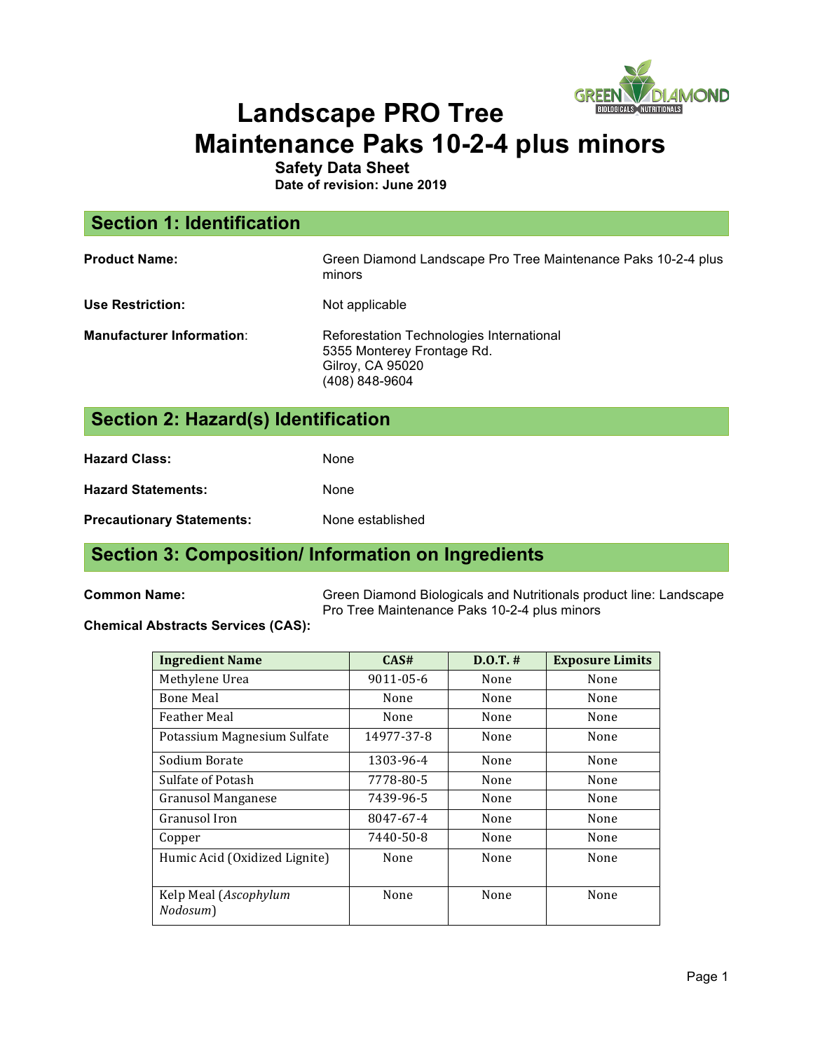# Landscape PRO Tree Maintenance Paks 10-2-4 plus minors

**Safety Data Sheet**
**Date of revision: June 2019**

## Section 1: Identification

**Product Name:** Green Diamond Landscape Pro Tree Maintenance Paks 10-2-4 plus minors

**Use Restriction:** Not applicable

**Manufacturer Information**: Reforestation Technologies International
5355 Monterey Frontage Rd.
Gilroy, CA 95020
(408) 848-9604

## Section 2: Hazard(s) Identification

**Hazard Class:** None

**Hazard Statements:** None

**Precautionary Statements:** None established

## Section 3: Composition/ Information on Ingredients

**Common Name:** Green Diamond Biologicals and Nutritionals product line: Landscape Pro Tree Maintenance Paks 10-2-4 plus minors

**Chemical Abstracts Services (CAS):**

| Ingredient Name | CAS# | D.O.T. # | Exposure Limits |
|---|---|---|---|
| Methylene Urea | 9011-05-6 | None | None |
| Bone Meal | None | None | None |
| Feather Meal | None | None | None |
| Potassium Magnesium Sulfate | 14977-37-8 | None | None |
| Sodium Borate | 1303-96-4 | None | None |
| Sulfate of Potash | 7778-80-5 | None | None |
| Granusol Manganese | 7439-96-5 | None | None |
| Granusol Iron | 8047-67-4 | None | None |
| Copper | 7440-50-8 | None | None |
| Humic Acid (Oxidized Lignite) | None | None | None |
| Kelp Meal (*Ascophylum Nodosum*) | None | None | None |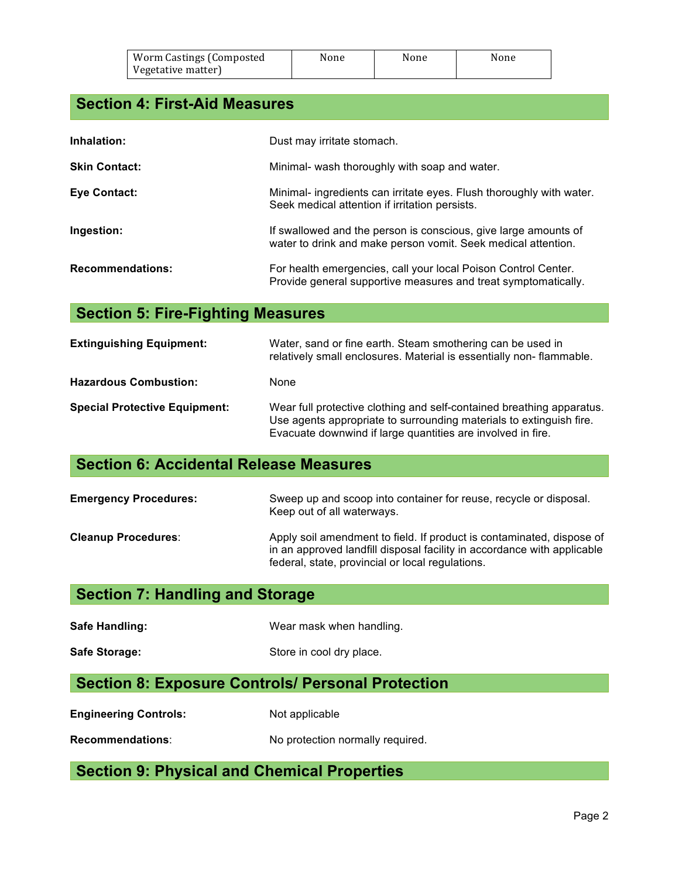| Worm Castings (Composted Vegetative matter) | None | None | None |
| --- | --- | --- | --- |

## Section 4: First-Aid Measures

**Inhalation:** Dust may irritate stomach.

**Skin Contact:** Minimal- wash thoroughly with soap and water.

**Eye Contact:** Minimal- ingredients can irritate eyes. Flush thoroughly with water. Seek medical attention if irritation persists.

**Ingestion:** If swallowed and the person is conscious, give large amounts of water to drink and make person vomit. Seek medical attention.

**Recommendations:** For health emergencies, call your local Poison Control Center. Provide general supportive measures and treat symptomatically.

## Section 5: Fire-Fighting Measures

**Extinguishing Equipment:** Water, sand or fine earth. Steam smothering can be used in relatively small enclosures. Material is essentially non- flammable.

**Hazardous Combustion:** None

**Special Protective Equipment:** Wear full protective clothing and self-contained breathing apparatus. Use agents appropriate to surrounding materials to extinguish fire. Evacuate downwind if large quantities are involved in fire.

## Section 6: Accidental Release Measures

**Emergency Procedures:** Sweep up and scoop into container for reuse, recycle or disposal. Keep out of all waterways.

**Cleanup Procedures**: Apply soil amendment to field. If product is contaminated, dispose of in an approved landfill disposal facility in accordance with applicable federal, state, provincial or local regulations.

## Section 7: Handling and Storage

**Safe Handling:** Wear mask when handling.

**Safe Storage:** Store in cool dry place.

## Section 8: Exposure Controls/ Personal Protection

**Engineering Controls:** Not applicable

**Recommendations**: No protection normally required.

## Section 9: Physical and Chemical Properties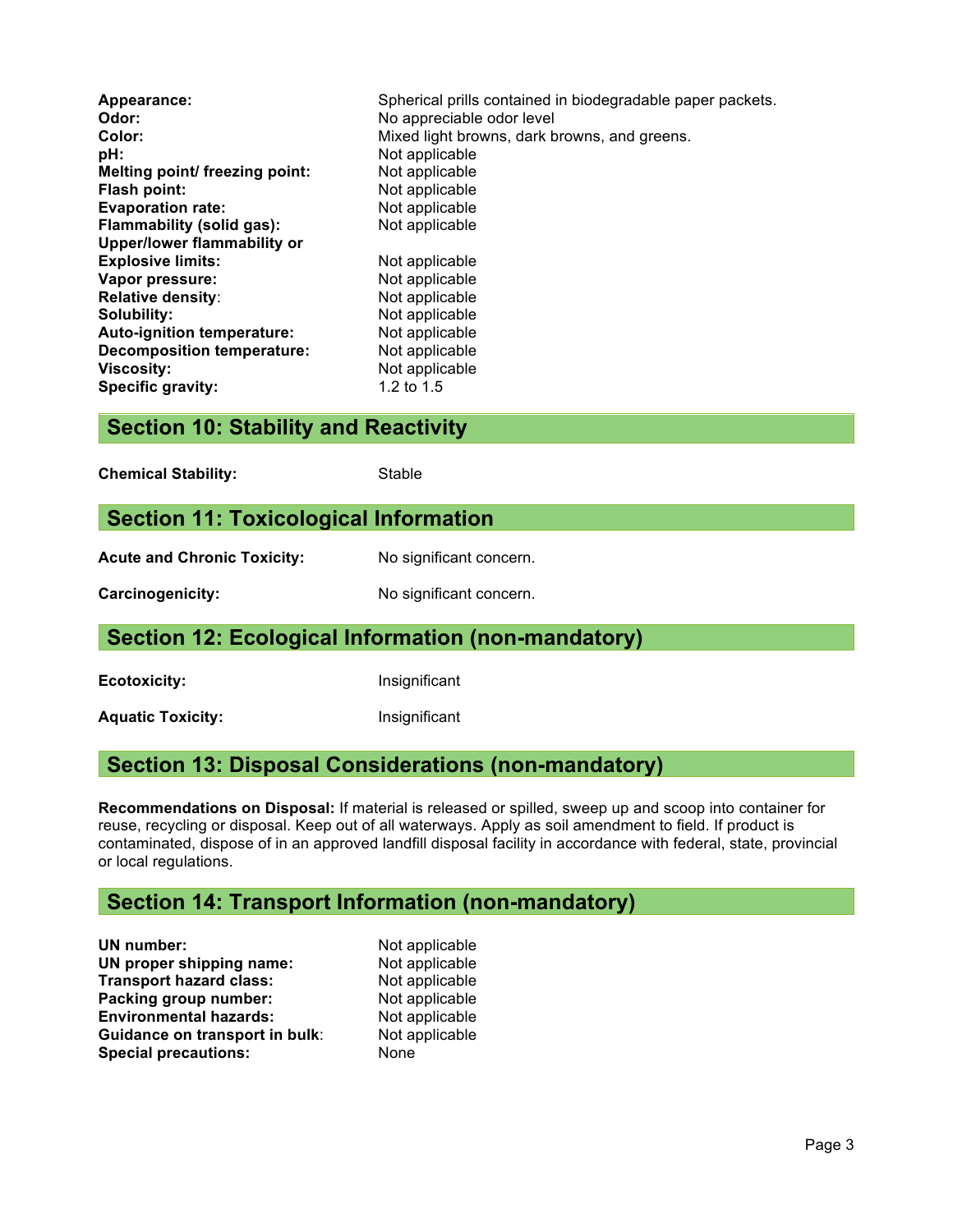| | |
|---|---|
| **Appearance:** | Spherical prills contained in biodegradable paper packets. |
| **Odor:** | No appreciable odor level |
| **Color:** | Mixed light browns, dark browns, and greens. |
| **pH:** | Not applicable |
| **Melting point/ freezing point:** | Not applicable |
| **Flash point:** | Not applicable |
| **Evaporation rate:** | Not applicable |
| **Flammability (solid gas):** | Not applicable |
| **Upper/lower flammability or Explosive limits:** | Not applicable |
| **Vapor pressure:** | Not applicable |
| **Relative density**: | Not applicable |
| **Solubility:** | Not applicable |
| **Auto-ignition temperature:** | Not applicable |
| **Decomposition temperature:** | Not applicable |
| **Viscosity:** | Not applicable |
| **Specific gravity:** | 1.2 to 1.5 |

## Section 10: Stability and Reactivity

**Chemical Stability:** Stable

## Section 11: Toxicological Information

**Acute and Chronic Toxicity:** No significant concern.

**Carcinogenicity:** No significant concern.

## Section 12: Ecological Information (non-mandatory)

**Ecotoxicity:** Insignificant

**Aquatic Toxicity:** Insignificant

## Section 13: Disposal Considerations (non-mandatory)

**Recommendations on Disposal:** If material is released or spilled, sweep up and scoop into container for reuse, recycling or disposal. Keep out of all waterways. Apply as soil amendment to field. If product is contaminated, dispose of in an approved landfill disposal facility in accordance with federal, state, provincial or local regulations.

## Section 14: Transport Information (non-mandatory)

| | |
|---|---|
| **UN number:** | Not applicable |
| **UN proper shipping name:** | Not applicable |
| **Transport hazard class:** | Not applicable |
| **Packing group number:** | Not applicable |
| **Environmental hazards:** | Not applicable |
| **Guidance on transport in bulk**: | Not applicable |
| **Special precautions:** | None |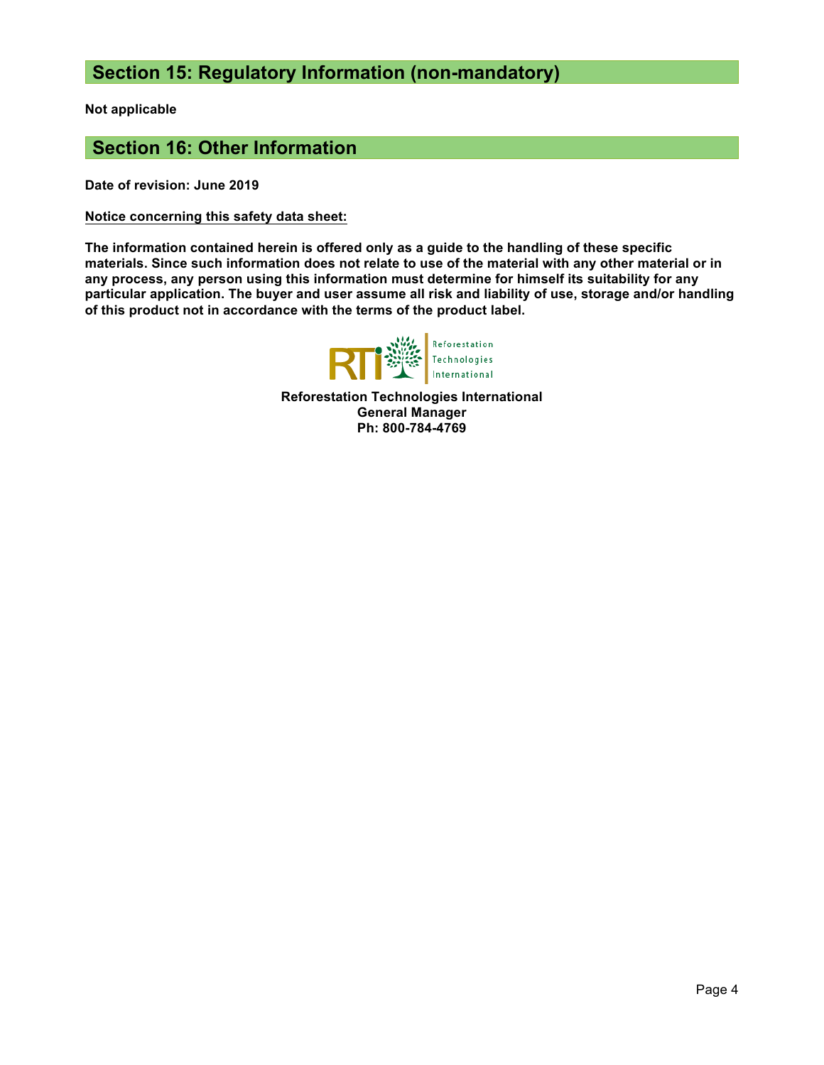## Section 15: Regulatory Information (non-mandatory)

**Not applicable**

## Section 16: Other Information

**Date of revision: June 2019**

**Notice concerning this safety data sheet:**

**The information contained herein is offered only as a guide to the handling of these specific materials. Since such information does not relate to use of the material with any other material or in any process, any person using this information must determine for himself its suitability for any particular application. The buyer and user assume all risk and liability of use, storage and/or handling of this product not in accordance with the terms of the product label.**

RTI Reforestation Technologies International

**Reforestation Technologies International**
**General Manager**
**Ph: 800-784-4769**